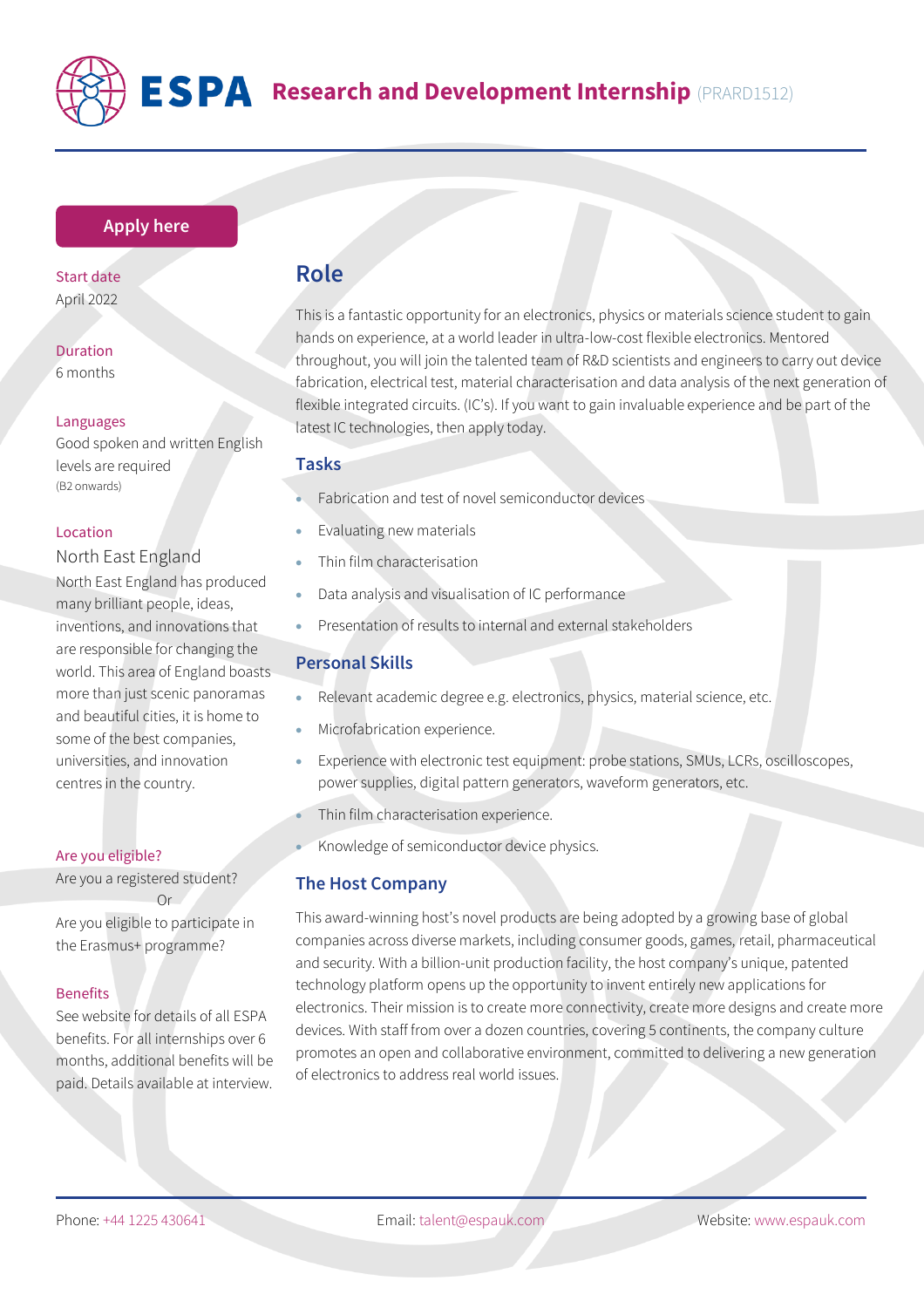# ESPA Research and Development Internship (PRARD1512)

Apply here

**Start date**
April 2022

**Duration**
6 months

**Languages**
Good spoken and written English levels are required
(B2 onwards)

**Location**
North East England
North East England has produced many brilliant people, ideas, inventions, and innovations that are responsible for changing the world. This area of England boasts more than just scenic panoramas and beautiful cities, it is home to some of the best companies, universities, and innovation centres in the country.

**Are you eligible?**
Are you a registered student?
Or
Are you eligible to participate in the Erasmus+ programme?

**Benefits**
See website for details of all ESPA benefits. For all internships over 6 months, additional benefits will be paid. Details available at interview.

## Role

This is a fantastic opportunity for an electronics, physics or materials science student to gain hands on experience, at a world leader in ultra-low-cost flexible electronics. Mentored throughout, you will join the talented team of R&D scientists and engineers to carry out device fabrication, electrical test, material characterisation and data analysis of the next generation of flexible integrated circuits. (IC's). If you want to gain invaluable experience and be part of the latest IC technologies, then apply today.

### Tasks

- Fabrication and test of novel semiconductor devices
- Evaluating new materials
- Thin film characterisation
- Data analysis and visualisation of IC performance
- Presentation of results to internal and external stakeholders

### Personal Skills

- Relevant academic degree e.g. electronics, physics, material science, etc.
- Microfabrication experience.
- Experience with electronic test equipment: probe stations, SMUs, LCRs, oscilloscopes, power supplies, digital pattern generators, waveform generators, etc.
- Thin film characterisation experience.
- Knowledge of semiconductor device physics.

### The Host Company

This award-winning host's novel products are being adopted by a growing base of global companies across diverse markets, including consumer goods, games, retail, pharmaceutical and security. With a billion-unit production facility, the host company's unique, patented technology platform opens up the opportunity to invent entirely new applications for electronics. Their mission is to create more connectivity, create more designs and create more devices. With staff from over a dozen countries, covering 5 continents, the company culture promotes an open and collaborative environment, committed to delivering a new generation of electronics to address real world issues.

Phone: +44 1225 430641 Email: talent@espauk.com Website: www.espauk.com